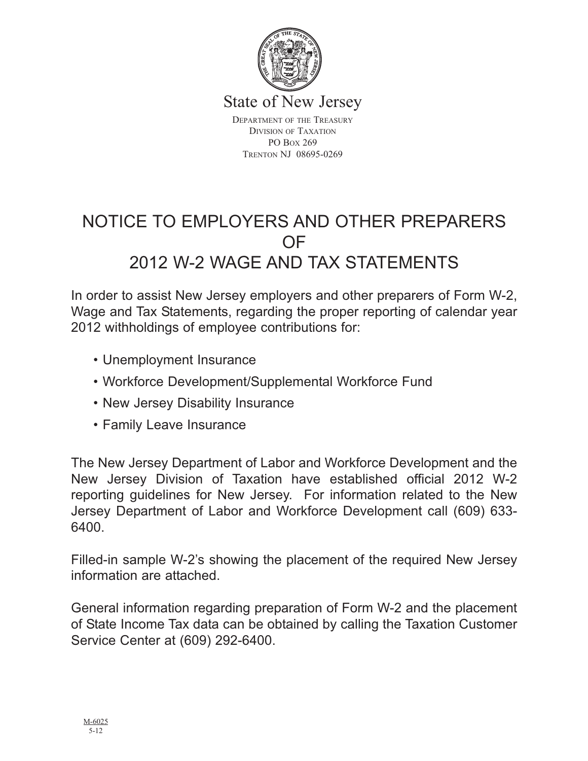State of New Jersey

Department of the Treasury
Division of Taxation
PO Box 269
Trenton NJ 08695-0269

# NOTICE TO EMPLOYERS AND OTHER PREPARERS OF 2012 W-2 WAGE AND TAX STATEMENTS

In order to assist New Jersey employers and other preparers of Form W-2, Wage and Tax Statements, regarding the proper reporting of calendar year 2012 withholdings of employee contributions for:

- Unemployment Insurance
- Workforce Development/Supplemental Workforce Fund
- New Jersey Disability Insurance
- Family Leave Insurance

The New Jersey Department of Labor and Workforce Development and the New Jersey Division of Taxation have established official 2012 W-2 reporting guidelines for New Jersey. For information related to the New Jersey Department of Labor and Workforce Development call (609) 633-6400.

Filled-in sample W-2's showing the placement of the required New Jersey information are attached.

General information regarding preparation of Form W-2 and the placement of State Income Tax data can be obtained by calling the Taxation Customer Service Center at (609) 292-6400.

M-6025
5-12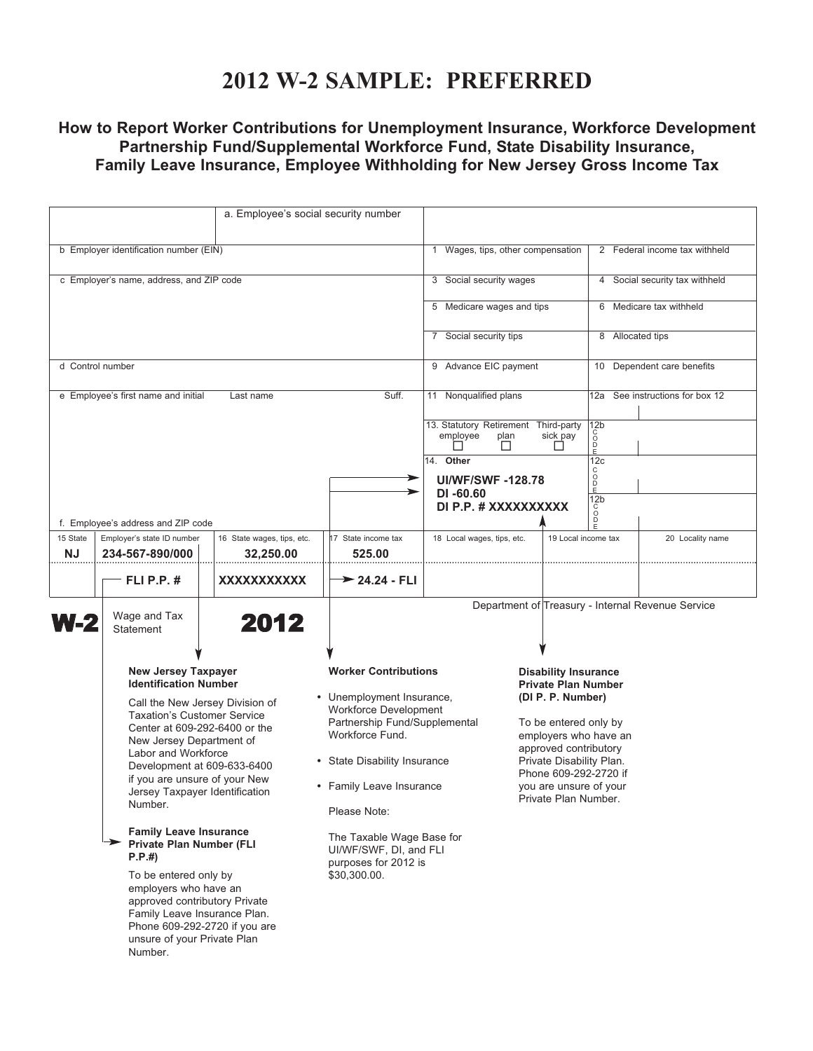# 2012 W-2 SAMPLE: PREFERRED

## How to Report Worker Contributions for Unemployment Insurance, Workforce Development Partnership Fund/Supplemental Workforce Fund, State Disability Insurance, Family Leave Insurance, Employee Withholding for New Jersey Gross Income Tax

| | |
|---|---|
| a. Employee's social security number | |
| b Employer identification number (EIN) | 1 Wages, tips, other compensation / 2 Federal income tax withheld |
| c Employer's name, address, and ZIP code | 3 Social security wages / 4 Social security tax withheld |
| | 5 Medicare wages and tips / 6 Medicare tax withheld |
| | 7 Social security tips / 8 Allocated tips |
| d Control number | 9 Advance EIC payment / 10 Dependent care benefits |
| e Employee's first name and initial / Last name / Suff. | 11 Nonqualified plans / 12a See instructions for box 12 |
| | 13. Statutory employee / Retirement plan / Third-party sick pay / 12b CODE |
| | 14. Other: **UI/WF/SWF -128.78** **DI -60.60** **DI P.P. # XXXXXXXXXX** / 12c CODE / 12b CODE |
| f. Employee's address and ZIP code | |

| 15 State | Employer's state ID number | 16 State wages, tips, etc. | 17 State income tax | 18 Local wages, tips, etc. | 19 Local income tax | 20 Locality name |
|---|---|---|---|---|---|---|
| **NJ** | **234-567-890/000** | **32,250.00** | **525.00** | | | |
| | **FLI P.P. #** | **XXXXXXXXXXX** | **24.24 - FLI** | | | |

**W-2** Wage and Tax Statement **2012**

Department of Treasury - Internal Revenue Service

**New Jersey Taxpayer Identification Number**

Call the New Jersey Division of Taxation's Customer Service Center at 609-292-6400 or the New Jersey Department of Labor and Workforce Development at 609-633-6400 if you are unsure of your New Jersey Taxpayer Identification Number.

**Family Leave Insurance Private Plan Number (FLI P.P.#)**

To be entered only by employers who have an approved contributory Private Family Leave Insurance Plan. Phone 609-292-2720 if you are unsure of your Private Plan Number.

**Worker Contributions**

- Unemployment Insurance, Workforce Development Partnership Fund/Supplemental Workforce Fund.
- State Disability Insurance
- Family Leave Insurance

Please Note:

The Taxable Wage Base for UI/WF/SWF, DI, and FLI purposes for 2012 is $30,300.00.

**Disability Insurance Private Plan Number (DI P. P. Number)**

To be entered only by employers who have an approved contributory Private Disability Plan. Phone 609-292-2720 if you are unsure of your Private Plan Number.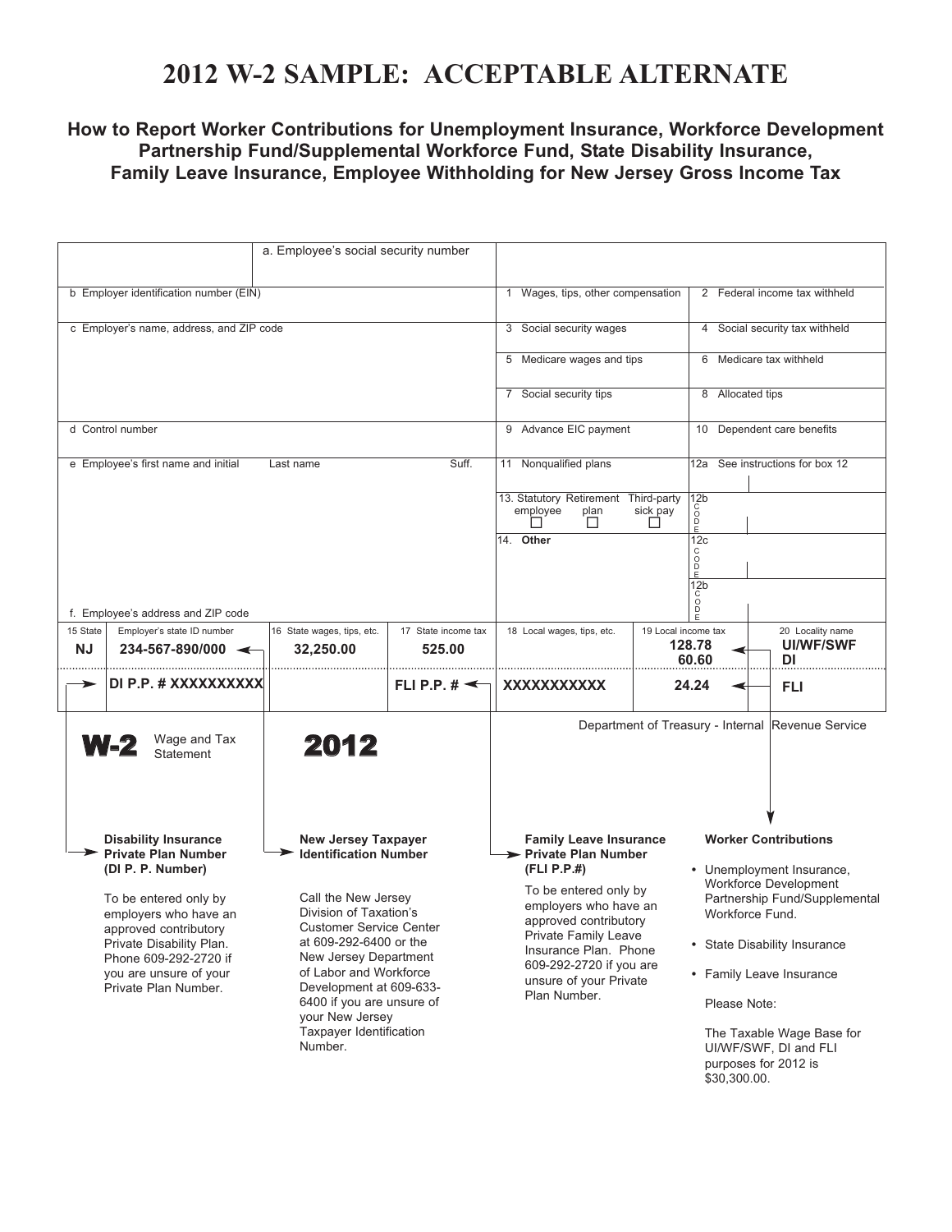# 2012 W-2 SAMPLE: ACCEPTABLE ALTERNATE

## How to Report Worker Contributions for Unemployment Insurance, Workforce Development Partnership Fund/Supplemental Workforce Fund, State Disability Insurance, Family Leave Insurance, Employee Withholding for New Jersey Gross Income Tax

| | | |
|---|---|---|
| a. Employee's social security number | | |
| b Employer identification number (EIN) | 1 Wages, tips, other compensation | 2 Federal income tax withheld |
| c Employer's name, address, and ZIP code | 3 Social security wages | 4 Social security tax withheld |
| | 5 Medicare wages and tips | 6 Medicare tax withheld |
| | 7 Social security tips | 8 Allocated tips |
| d Control number | 9 Advance EIC payment | 10 Dependent care benefits |
| e Employee's first name and initial / Last name / Suff. | 11 Nonqualified plans | 12a See instructions for box 12 |
| | 13. Statutory employee ☐ Retirement plan ☐ Third-party sick pay ☐ | 12b CODE |
| | 14. **Other** | 12c CODE |
| f. Employee's address and ZIP code | | 12b CODE |

| 15 State | Employer's state ID number | 16 State wages, tips, etc. | 17 State income tax | 18 Local wages, tips, etc. | 19 Local income tax | 20 Locality name |
|---|---|---|---|---|---|---|
| **NJ** | **234-567-890/000** | **32,250.00** | **525.00** | | **128.78** | **UI/WF/SWF** |
| | | | | | **60.60** | **DI** |
| | **DI P.P. # XXXXXXXXXX** | | **FLI P.P. #** | **XXXXXXXXXXX** | **24.24** | **FLI** |

**W-2** Wage and Tax Statement **2012**

Department of Treasury - Internal Revenue Service

**Disability Insurance Private Plan Number (DI P. P. Number)**

To be entered only by employers who have an approved contributory Private Disability Plan. Phone 609-292-2720 if you are unsure of your Private Plan Number.

**New Jersey Taxpayer Identification Number**

Call the New Jersey Division of Taxation's Customer Service Center at 609-292-6400 or the New Jersey Department of Labor and Workforce Development at 609-633-6400 if you are unsure of your New Jersey Taxpayer Identification Number.

**Family Leave Insurance Private Plan Number (FLI P.P.#)**

To be entered only by employers who have an approved contributory Private Family Leave Insurance Plan. Phone 609-292-2720 if you are unsure of your Private Plan Number.

**Worker Contributions**

- Unemployment Insurance, Workforce Development Partnership Fund/Supplemental Workforce Fund.
- State Disability Insurance
- Family Leave Insurance

Please Note:

The Taxable Wage Base for UI/WF/SWF, DI and FLI purposes for 2012 is $30,300.00.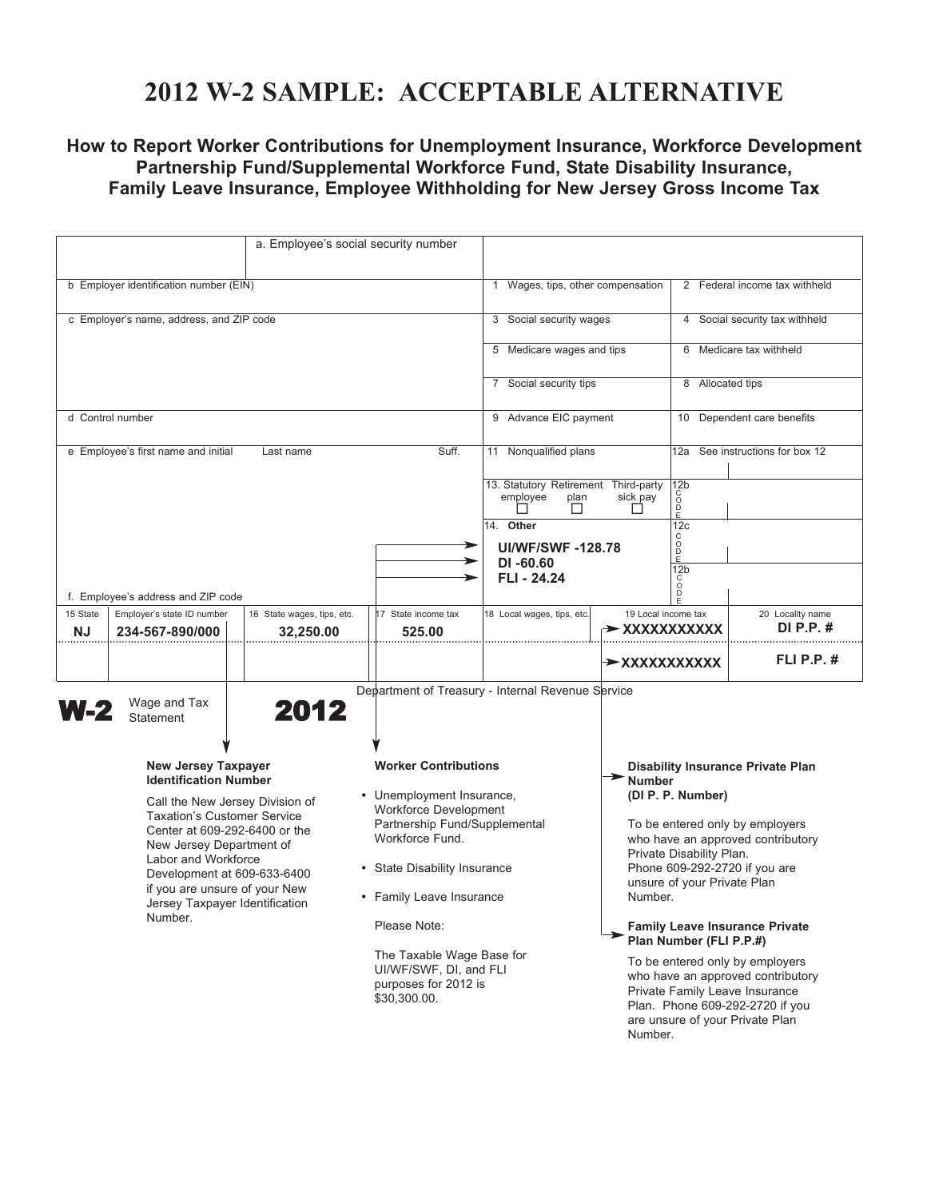#  2012 W-2 SAMPLE: ACCEPTABLE ALTERNATIVE

## How to Report Worker Contributions for Unemployment Insurance, Workforce Development Partnership Fund/Supplemental Workforce Fund, State Disability Insurance, Family Leave Insurance, Employee Withholding for New Jersey Gross Income Tax

| | | | | | |
|---|---|---|---|---|---|
| | a. Employee's social security number | | | | |
| b Employer identification number (EIN) | | | 1 Wages, tips, other compensation | | 2 Federal income tax withheld |
| c Employer's name, address, and ZIP code | | | 3 Social security wages | | 4 Social security tax withheld |
| | | | 5 Medicare wages and tips | | 6 Medicare tax withheld |
| | | | 7 Social security tips | | 8 Allocated tips |
| d Control number | | | 9 Advance EIC payment | | 10 Dependent care benefits |
| e Employee's first name and initial | Last name | Suff. | 11 Nonqualified plans | | 12a See instructions for box 12 |
| | | | 13. Statutory employee / Retirement plan / Third-party sick pay | | 12b CODE |
| | | | 14. Other<br>**UI/WF/SWF -128.78**<br>**DI -60.60**<br>**FLI - 24.24** | | 12c CODE |
| f. Employee's address and ZIP code | | | | | 12b CODE |

| 15 State | Employer's state ID number | 16 State wages, tips, etc. | 17 State income tax | 18 Local wages, tips, etc. | 19 Local income tax | 20 Locality name |
|---|---|---|---|---|---|---|
| **NJ** | **234-567-890/000** | **32,250.00** | **525.00** | | **XXXXXXXXXXX** | **DI P.P. #** |
| | | | | | **XXXXXXXXXXX** | **FLI P.P. #** |

**W-2** Wage and Tax Statement **2012**

Department of Treasury - Internal Revenue Service

**New Jersey Taxpayer Identification Number**

Call the New Jersey Division of Taxation's Customer Service Center at 609-292-6400 or the New Jersey Department of Labor and Workforce Development at 609-633-6400 if you are unsure of your New Jersey Taxpayer Identification Number.

**Worker Contributions**

- Unemployment Insurance, Workforce Development Partnership Fund/Supplemental Workforce Fund.
- State Disability Insurance
- Family Leave Insurance

Please Note:

The Taxable Wage Base for UI/WF/SWF, DI, and FLI purposes for 2012 is $30,300.00.

**Disability Insurance Private Plan Number (DI P. P. Number)**

To be entered only by employers who have an approved contributory Private Disability Plan. Phone 609-292-2720 if you are unsure of your Private Plan Number.

**Family Leave Insurance Private Plan Number (FLI P.P.#)**

To be entered only by employers who have an approved contributory Private Family Leave Insurance Plan. Phone 609-292-2720 if you are unsure of your Private Plan Number.